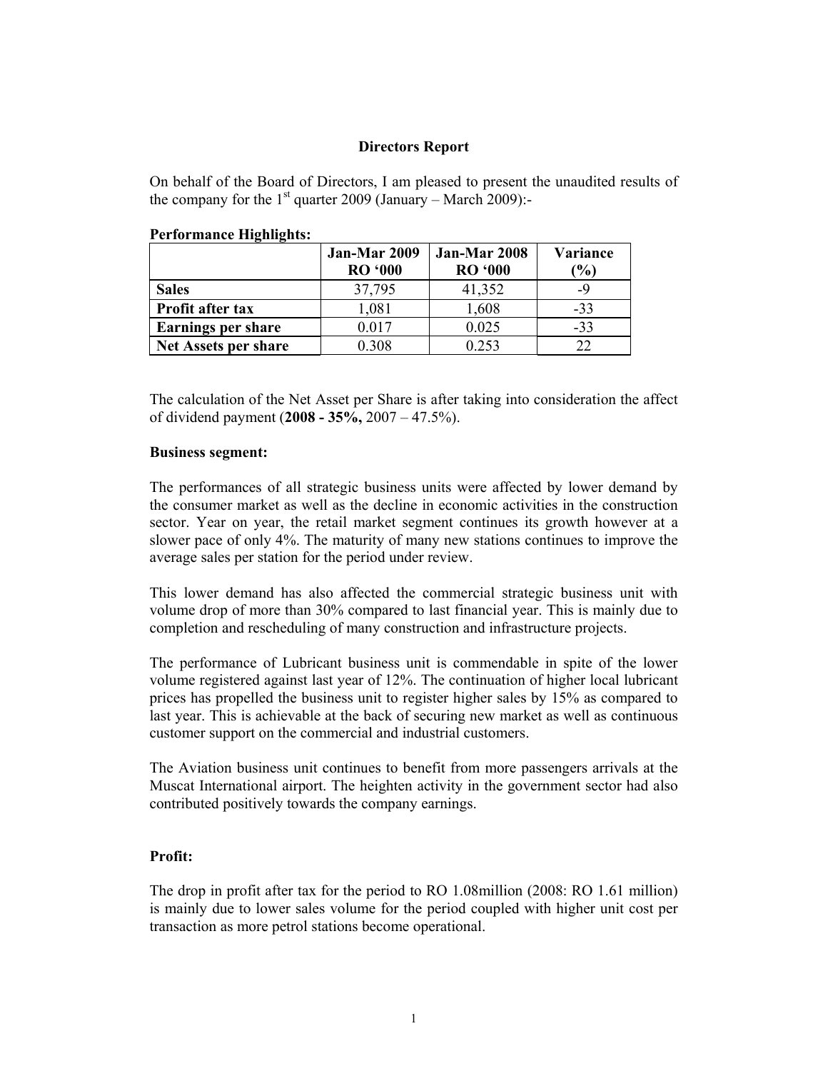# Directors Report

On behalf of the Board of Directors, I am pleased to present the unaudited results of the company for the 1st quarter 2009 (January – March 2009):-

**Performance Highlights:**

| | **Jan-Mar 2009 RO '000** | **Jan-Mar 2008 RO '000** | **Variance (%)** |
|---|---|---|---|
| **Sales** | 37,795 | 41,352 | -9 |
| **Profit after tax** | 1,081 | 1,608 | -33 |
| **Earnings per share** | 0.017 | 0.025 | -33 |
| **Net Assets per share** | 0.308 | 0.253 | 22 |

The calculation of the Net Asset per Share is after taking into consideration the affect of dividend payment (**2008 - 35%,** 2007 – 47.5%).

**Business segment:**

The performances of all strategic business units were affected by lower demand by the consumer market as well as the decline in economic activities in the construction sector. Year on year, the retail market segment continues its growth however at a slower pace of only 4%. The maturity of many new stations continues to improve the average sales per station for the period under review.

This lower demand has also affected the commercial strategic business unit with volume drop of more than 30% compared to last financial year. This is mainly due to completion and rescheduling of many construction and infrastructure projects.

The performance of Lubricant business unit is commendable in spite of the lower volume registered against last year of 12%. The continuation of higher local lubricant prices has propelled the business unit to register higher sales by 15% as compared to last year. This is achievable at the back of securing new market as well as continuous customer support on the commercial and industrial customers.

The Aviation business unit continues to benefit from more passengers arrivals at the Muscat International airport. The heighten activity in the government sector had also contributed positively towards the company earnings.

**Profit:**

The drop in profit after tax for the period to RO 1.08million (2008: RO 1.61 million) is mainly due to lower sales volume for the period coupled with higher unit cost per transaction as more petrol stations become operational.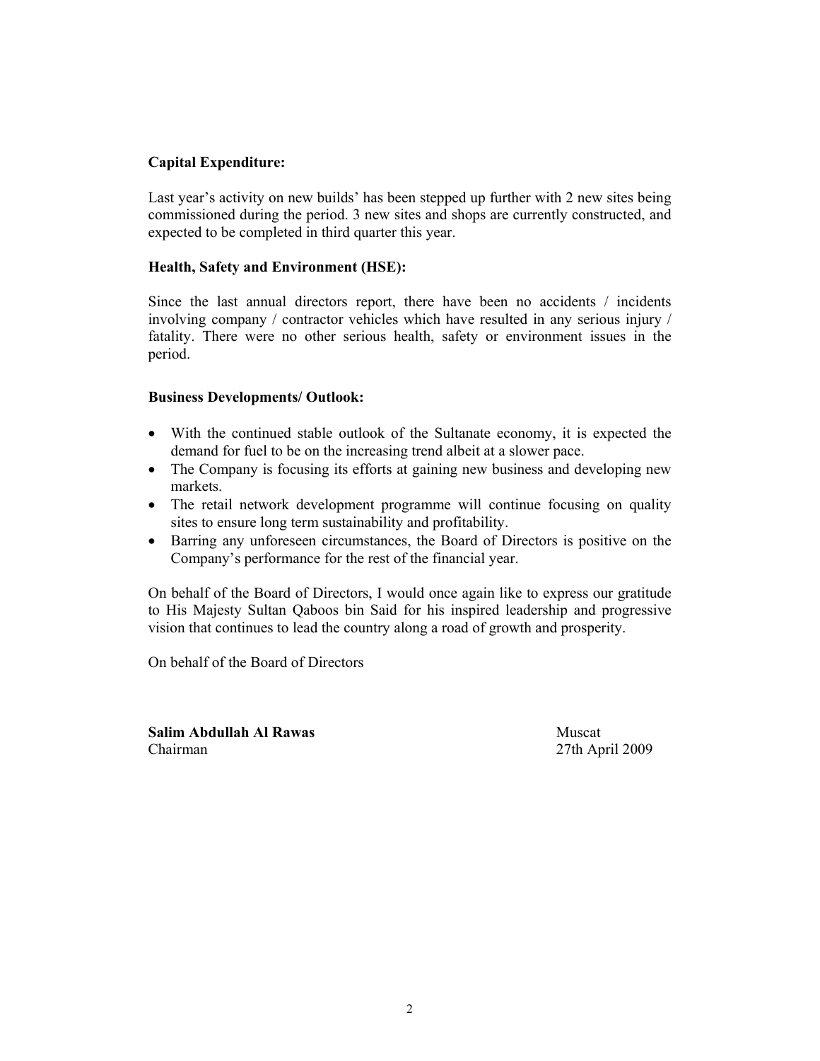**Capital Expenditure:**

Last year's activity on new builds' has been stepped up further with 2 new sites being commissioned during the period. 3 new sites and shops are currently constructed, and expected to be completed in third quarter this year.

**Health, Safety and Environment (HSE):**

Since the last annual directors report, there have been no accidents / incidents involving company / contractor vehicles which have resulted in any serious injury / fatality. There were no other serious health, safety or environment issues in the period.

**Business Developments/ Outlook:**

- With the continued stable outlook of the Sultanate economy, it is expected the demand for fuel to be on the increasing trend albeit at a slower pace.
- The Company is focusing its efforts at gaining new business and developing new markets.
- The retail network development programme will continue focusing on quality sites to ensure long term sustainability and profitability.
- Barring any unforeseen circumstances, the Board of Directors is positive on the Company's performance for the rest of the financial year.

On behalf of the Board of Directors, I would once again like to express our gratitude to His Majesty Sultan Qaboos bin Said for his inspired leadership and progressive vision that continues to lead the country along a road of growth and prosperity.

On behalf of the Board of Directors

**Salim Abdullah Al Rawas**
Chairman

Muscat
27th April 2009